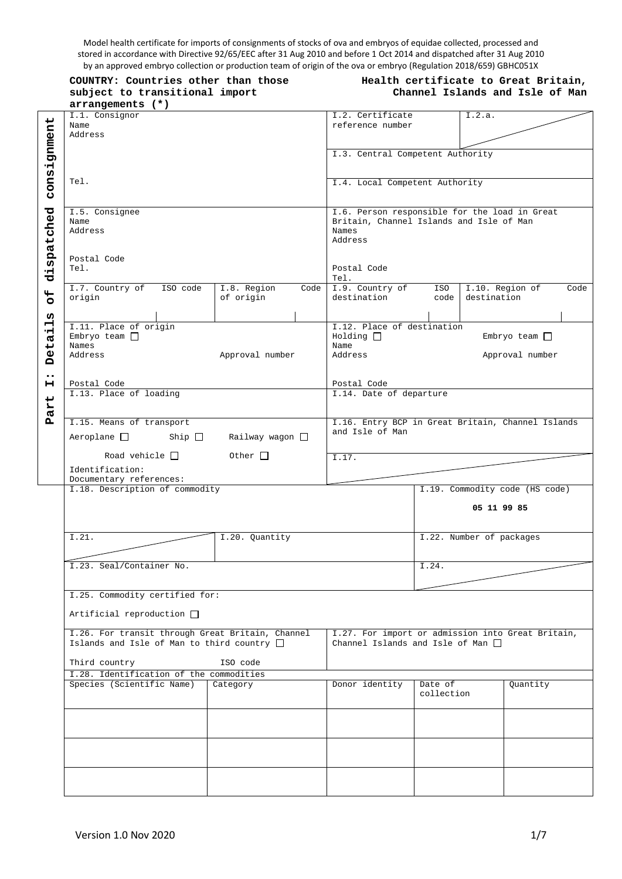Model health certificate for imports of consignments of stocks of ova and embryos of equidae collected, processed and stored in accordance with Directive 92/65/EEC after 31 Aug 2010 and before 1 Oct 2014 and dispatched after 31 Aug 2010 by an approved embryo collection or production team of origin of the ova or embryo (Regulation 2018/659) GBHC051X

**COUNTRY: Countries other than those subject to transitional import arrangements (*)**

**Health certificate to Great Britain, Channel Islands and Isle of Man**

**Part I: Details of dispatched consignment**

| | | | |
|---|---|---|---|
| I.1. Consignor<br>Name<br>Address<br><br>Tel. | | I.2. Certificate reference number | I.2.a. |
| | | I.3. Central Competent Authority | |
| | | I.4. Local Competent Authority | |
| I.5. Consignee<br>Name<br>Address<br>Postal Code<br>Tel. | | I.6. Person responsible for the load in Great Britain, Channel Islands and Isle of Man<br>Names<br>Address<br>Postal Code<br>Tel. | |
| I.7. Country of origin / ISO code | I.8. Region of origin / Code | I.9. Country of destination / ISO code | I.10. Region of destination / Code |
| I.11. Place of origin<br>Embryo team ☐<br>Names<br>Address / Approval number<br>Postal Code | | I.12. Place of destination<br>Holding ☐ Embryo team ☐<br>Name<br>Address / Approval number<br>Postal Code | |
| I.13. Place of loading | | I.14. Date of departure | |
| I.15. Means of transport<br>Aeroplane ☐ Ship ☐ Railway wagon ☐<br>Road vehicle ☐ Other ☐<br>Identification:<br>Documentary references: | | I.16. Entry BCP in Great Britain, Channel Islands and Isle of Man | |
| | | I.17. | |
| I.18. Description of commodity | | I.19. Commodity code (HS code)<br>**05 11 99 85** | |
| I.21. | I.20. Quantity | I.22. Number of packages | |
| I.23. Seal/Container No. | | I.24. | |
| I.25. Commodity certified for:<br>Artificial reproduction ☐ | | | |
| I.26. For transit through Great Britain, Channel Islands and Isle of Man to third country ☐<br>Third country / ISO code | | I.27. For import or admission into Great Britain, Channel Islands and Isle of Man ☐ | |

I.28. Identification of the commodities

| Species (Scientific Name) | Category | Donor identity | Date of collection | Quantity |
|---|---|---|---|---|
| | | | | |
| | | | | |
| | | | | |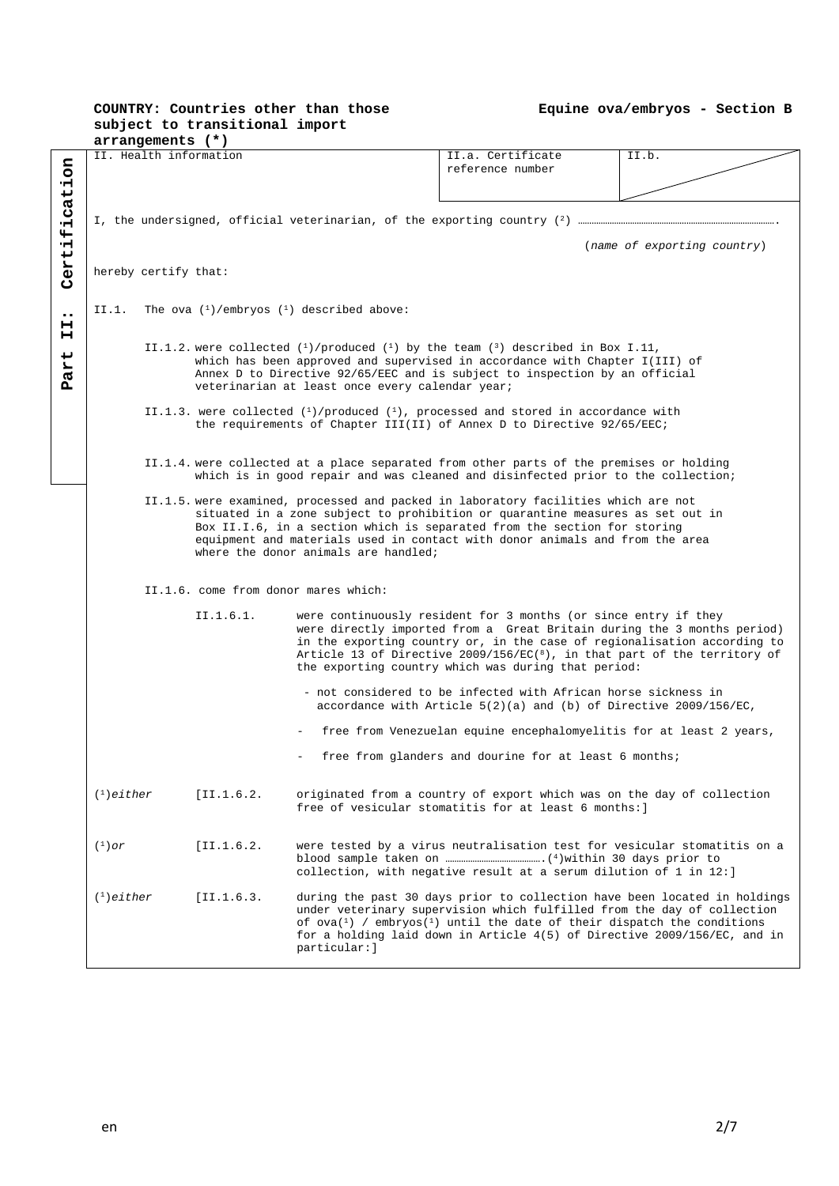**COUNTRY: Countries other than those subject to transitional import arrangements (*)**

**Equine ova/embryos - Section B**

**Part II: Certification**

| II. Health information | II.a. Certificate reference number | II.b. |
|---|---|---|

I, the undersigned, official veterinarian, of the exporting country (2) ……………………………………………………………………….

(*name of exporting country*)

hereby certify that:

II.1. The ova (1)/embryos (1) described above:

II.1.2. were collected (1)/produced (1) by the team (3) described in Box I.11, which has been approved and supervised in accordance with Chapter I(III) of Annex D to Directive 92/65/EEC and is subject to inspection by an official veterinarian at least once every calendar year;

II.1.3. were collected (1)/produced (1), processed and stored in accordance with the requirements of Chapter III(II) of Annex D to Directive 92/65/EEC;

II.1.4. were collected at a place separated from other parts of the premises or holding which is in good repair and was cleaned and disinfected prior to the collection;

II.1.5. were examined, processed and packed in laboratory facilities which are not situated in a zone subject to prohibition or quarantine measures as set out in Box II.I.6, in a section which is separated from the section for storing equipment and materials used in contact with donor animals and from the area where the donor animals are handled;

II.1.6. come from donor mares which:

II.1.6.1. were continuously resident for 3 months (or since entry if they were directly imported from a Great Britain during the 3 months period) in the exporting country or, in the case of regionalisation according to Article 13 of Directive 2009/156/EC(8), in that part of the territory of the exporting country which was during that period:

- not considered to be infected with African horse sickness in accordance with Article 5(2)(a) and (b) of Directive 2009/156/EC,
- free from Venezuelan equine encephalomyelitis for at least 2 years,
- free from glanders and dourine for at least 6 months;

(1)*either* [II.1.6.2. originated from a country of export which was on the day of collection free of vesicular stomatitis for at least 6 months:]

(1)*or* [II.1.6.2. were tested by a virus neutralisation test for vesicular stomatitis on a blood sample taken on ……………………………….(4)within 30 days prior to collection, with negative result at a serum dilution of 1 in 12:]

(1)*either* [II.1.6.3. during the past 30 days prior to collection have been located in holdings under veterinary supervision which fulfilled from the day of collection of ova(1) / embryos(1) until the date of their dispatch the conditions for a holding laid down in Article 4(5) of Directive 2009/156/EC, and in particular:]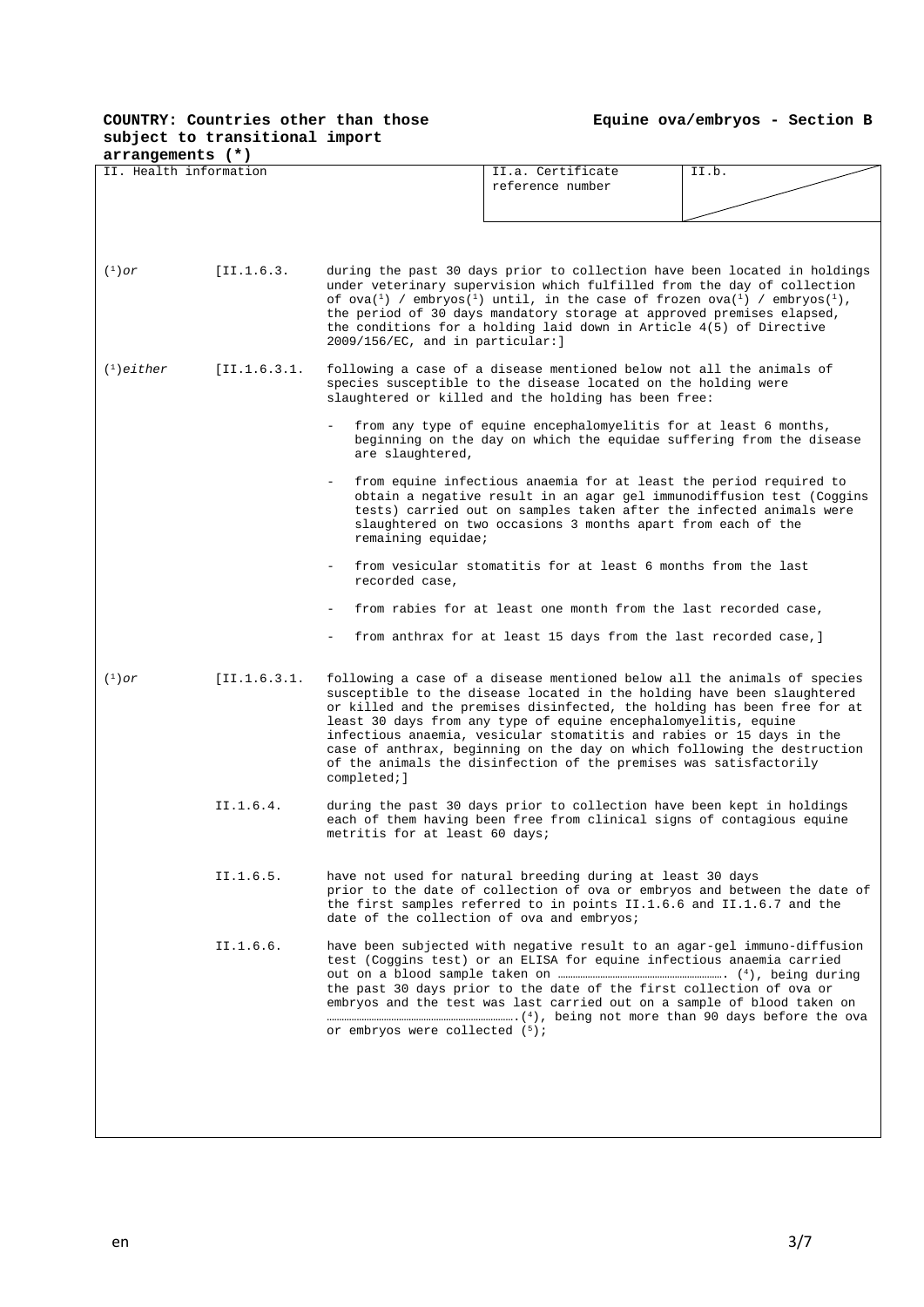**COUNTRY: Countries other than those subject to transitional import arrangements (*)**

**Equine ova/embryos - Section B**

| II. Health information | II.a. Certificate reference number | II.b. |
|---|---|---|

[1]*or* [II.1.6.3. during the past 30 days prior to collection have been located in holdings under veterinary supervision which fulfilled from the day of collection of ova[1] / embryos[1] until, in the case of frozen ova[1] / embryos[1], the period of 30 days mandatory storage at approved premises elapsed, the conditions for a holding laid down in Article 4(5) of Directive 2009/156/EC, and in particular:]

[1]*either* [II.1.6.3.1. following a case of a disease mentioned below not all the animals of species susceptible to the disease located on the holding were slaughtered or killed and the holding has been free:

- from any type of equine encephalomyelitis for at least 6 months, beginning on the day on which the equidae suffering from the disease are slaughtered,
- from equine infectious anaemia for at least the period required to obtain a negative result in an agar gel immunodiffusion test (Coggins tests) carried out on samples taken after the infected animals were slaughtered on two occasions 3 months apart from each of the remaining equidae;
- from vesicular stomatitis for at least 6 months from the last recorded case,
- from rabies for at least one month from the last recorded case,
- from anthrax for at least 15 days from the last recorded case,]

[1]*or* [II.1.6.3.1. following a case of a disease mentioned below all the animals of species susceptible to the disease located in the holding have been slaughtered or killed and the premises disinfected, the holding has been free for at least 30 days from any type of equine encephalomyelitis, equine infectious anaemia, vesicular stomatitis and rabies or 15 days in the case of anthrax, beginning on the day on which following the destruction of the animals the disinfection of the premises was satisfactorily completed;]

II.1.6.4. during the past 30 days prior to collection have been kept in holdings each of them having been free from clinical signs of contagious equine metritis for at least 60 days;

II.1.6.5. have not used for natural breeding during at least 30 days prior to the date of collection of ova or embryos and between the date of the first samples referred to in points II.1.6.6 and II.1.6.7 and the date of the collection of ova and embryos;

II.1.6.6. have been subjected with negative result to an agar-gel immuno-diffusion test (Coggins test) or an ELISA for equine infectious anaemia carried out on a blood sample taken on …………………………………………………. [4], being during the past 30 days prior to the date of the first collection of ova or embryos and the test was last carried out on a sample of blood taken on ………………………………………………………….[4], being not more than 90 days before the ova or embryos were collected [5];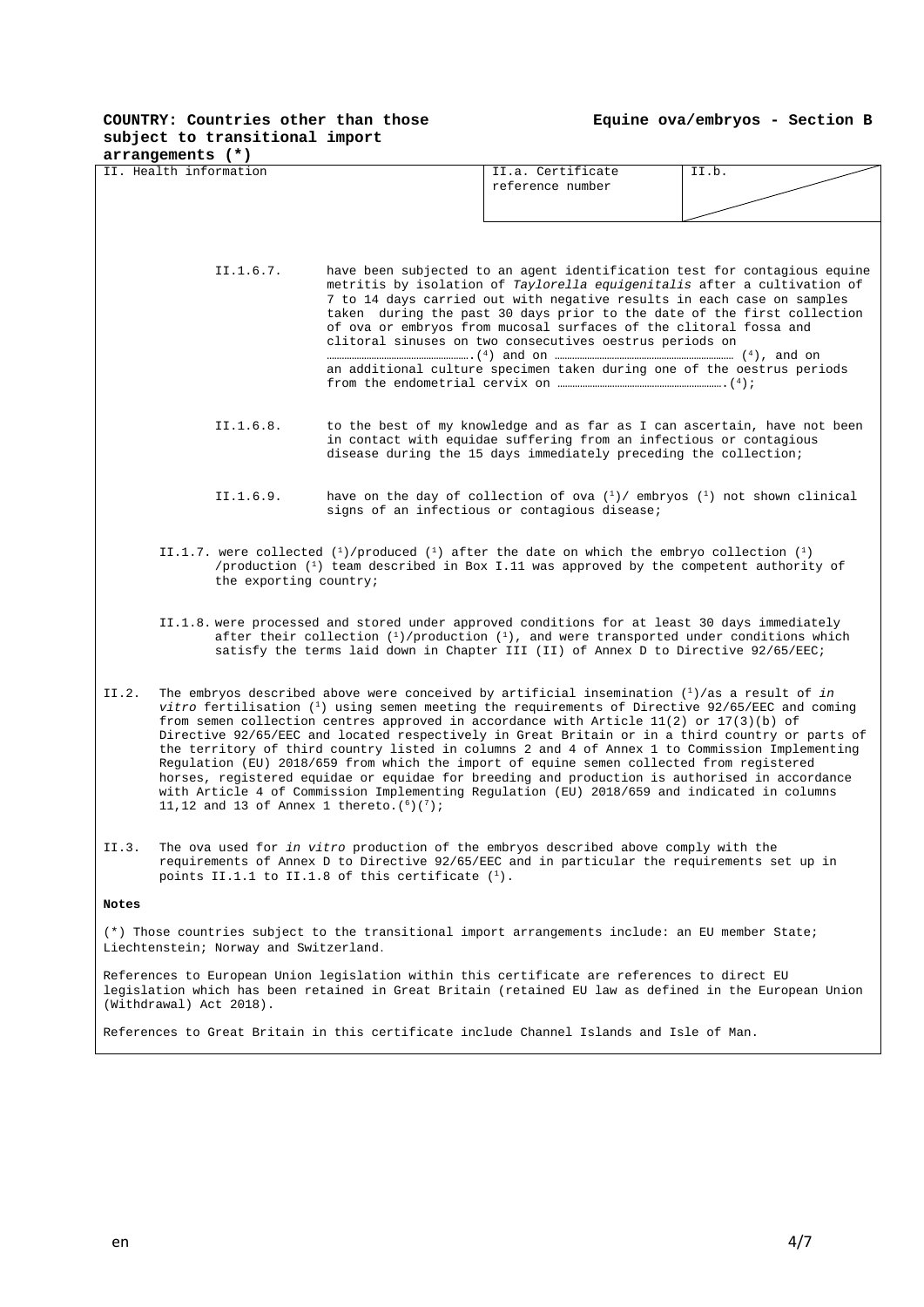**COUNTRY: Countries other than those subject to transitional import arrangements (*)**

**Equine ova/embryos - Section B**

| II. Health information | II.a. Certificate reference number | II.b. |
|---|---|---|

II.1.6.7. have been subjected to an agent identification test for contagious equine metritis by isolation of *Taylorella equigenitalis* after a cultivation of 7 to 14 days carried out with negative results in each case on samples taken during the past 30 days prior to the date of the first collection of ova or embryos from mucosal surfaces of the clitoral fossa and clitoral sinuses on two consecutives oestrus periods on ……………………………….(4) and on ………………………………………… (4), and on an additional culture specimen taken during one of the oestrus periods from the endometrial cervix on …………………………………………….(4);

II.1.6.8. to the best of my knowledge and as far as I can ascertain, have not been in contact with equidae suffering from an infectious or contagious disease during the 15 days immediately preceding the collection;

II.1.6.9. have on the day of collection of ova (1)/ embryos (1) not shown clinical signs of an infectious or contagious disease;

II.1.7. were collected (1)/produced (1) after the date on which the embryo collection (1) /production (1) team described in Box I.11 was approved by the competent authority of the exporting country;

II.1.8. were processed and stored under approved conditions for at least 30 days immediately after their collection (1)/production (1), and were transported under conditions which satisfy the terms laid down in Chapter III (II) of Annex D to Directive 92/65/EEC;

II.2. The embryos described above were conceived by artificial insemination (1)/as a result of *in vitro* fertilisation (1) using semen meeting the requirements of Directive 92/65/EEC and coming from semen collection centres approved in accordance with Article 11(2) or 17(3)(b) of Directive 92/65/EEC and located respectively in Great Britain or in a third country or parts of the territory of third country listed in columns 2 and 4 of Annex 1 to Commission Implementing Regulation (EU) 2018/659 from which the import of equine semen collected from registered horses, registered equidae or equidae for breeding and production is authorised in accordance with Article 4 of Commission Implementing Regulation (EU) 2018/659 and indicated in columns 11,12 and 13 of Annex 1 thereto.(6)(7);

II.3. The ova used for *in vitro* production of the embryos described above comply with the requirements of Annex D to Directive 92/65/EEC and in particular the requirements set up in points II.1.1 to II.1.8 of this certificate (1).

**Notes**

(*) Those countries subject to the transitional import arrangements include: an EU member State; Liechtenstein; Norway and Switzerland.

References to European Union legislation within this certificate are references to direct EU legislation which has been retained in Great Britain (retained EU law as defined in the European Union (Withdrawal) Act 2018).

References to Great Britain in this certificate include Channel Islands and Isle of Man.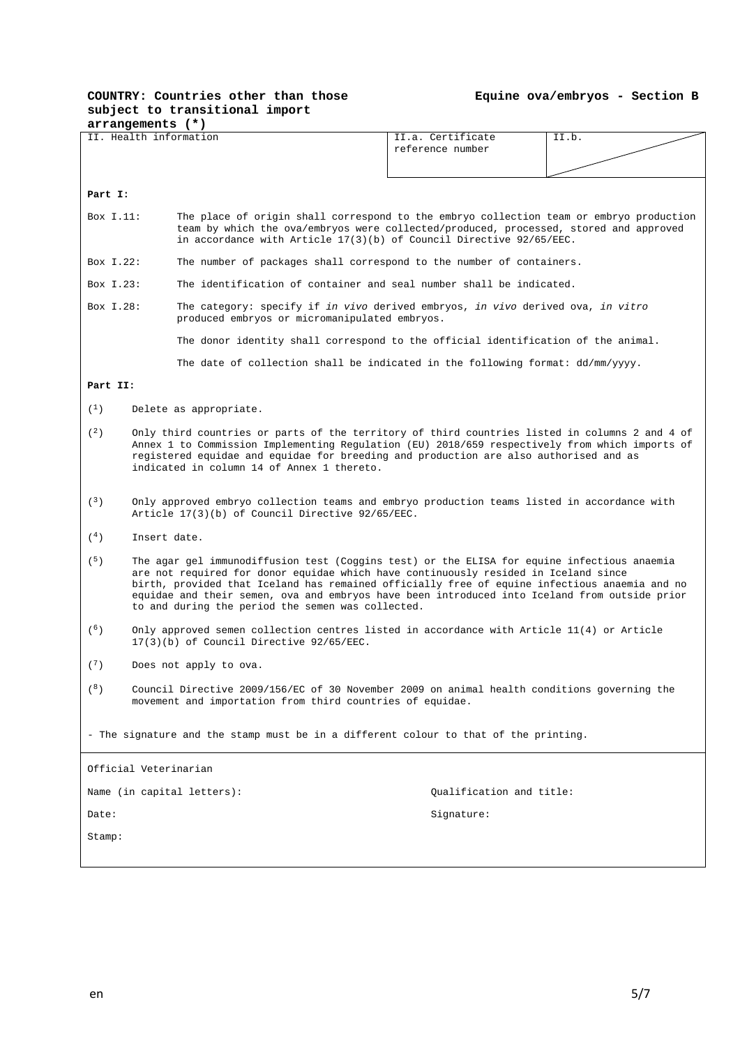**COUNTRY: Countries other than those subject to transitional import arrangements (*)**

**Equine ova/embryos - Section B**

| II. Health information | II.a. Certificate reference number | II.b. |
|---|---|---|

**Part I:**

Box I.11: The place of origin shall correspond to the embryo collection team or embryo production team by which the ova/embryos were collected/produced, processed, stored and approved in accordance with Article 17(3)(b) of Council Directive 92/65/EEC.

Box I.22: The number of packages shall correspond to the number of containers.

Box I.23: The identification of container and seal number shall be indicated.

Box I.28: The category: specify if *in vivo* derived embryos, *in vivo* derived ova, *in vitro* produced embryos or micromanipulated embryos.

The donor identity shall correspond to the official identification of the animal.

The date of collection shall be indicated in the following format: dd/mm/yyyy.

**Part II:**

(1) Delete as appropriate.

(2) Only third countries or parts of the territory of third countries listed in columns 2 and 4 of Annex 1 to Commission Implementing Regulation (EU) 2018/659 respectively from which imports of registered equidae and equidae for breeding and production are also authorised and as indicated in column 14 of Annex 1 thereto.

(3) Only approved embryo collection teams and embryo production teams listed in accordance with Article 17(3)(b) of Council Directive 92/65/EEC.

(4) Insert date.

(5) The agar gel immunodiffusion test (Coggins test) or the ELISA for equine infectious anaemia are not required for donor equidae which have continuously resided in Iceland since birth, provided that Iceland has remained officially free of equine infectious anaemia and no equidae and their semen, ova and embryos have been introduced into Iceland from outside prior to and during the period the semen was collected.

(6) Only approved semen collection centres listed in accordance with Article 11(4) or Article 17(3)(b) of Council Directive 92/65/EEC.

(7) Does not apply to ova.

(8) Council Directive 2009/156/EC of 30 November 2009 on animal health conditions governing the movement and importation from third countries of equidae.

- The signature and the stamp must be in a different colour to that of the printing.

Official Veterinarian

Name (in capital letters): Qualification and title:

Date: Signature:

Stamp: